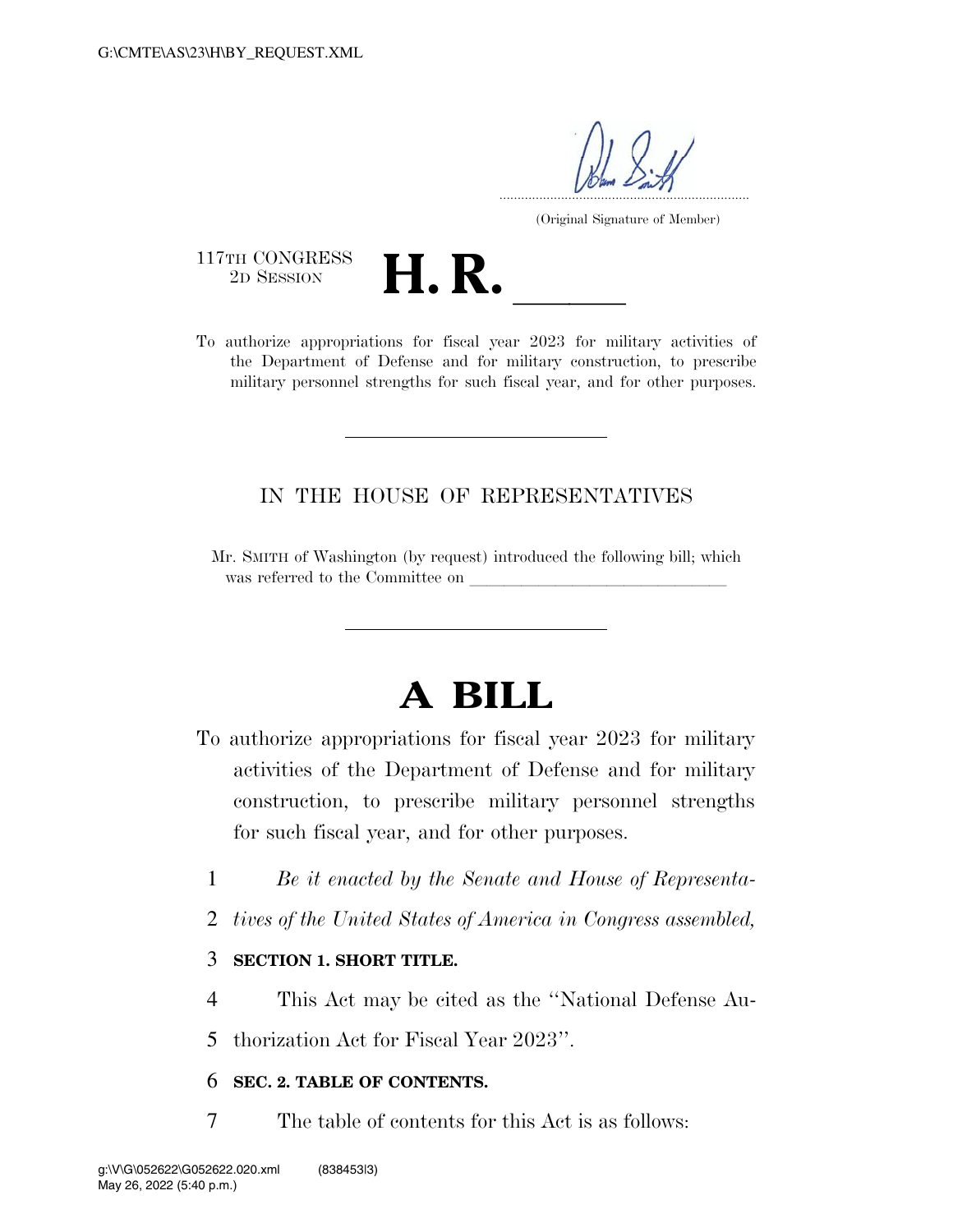(Original Signature of Member)

117TH CONGRESS
2D SESSION

# H. R. ______

To authorize appropriations for fiscal year 2023 for military activities of the Department of Defense and for military construction, to prescribe military personnel strengths for such fiscal year, and for other purposes.

---

IN THE HOUSE OF REPRESENTATIVES

Mr. SMITH of Washington (by request) introduced the following bill; which was referred to the Committee on ______________________________

---

# A BILL

To authorize appropriations for fiscal year 2023 for military activities of the Department of Defense and for military construction, to prescribe military personnel strengths for such fiscal year, and for other purposes.

*Be it enacted by the Senate and House of Representatives of the United States of America in Congress assembled,*

**SECTION 1. SHORT TITLE.**

This Act may be cited as the ''National Defense Authorization Act for Fiscal Year 2023''.

**SEC. 2. TABLE OF CONTENTS.**

The table of contents for this Act is as follows: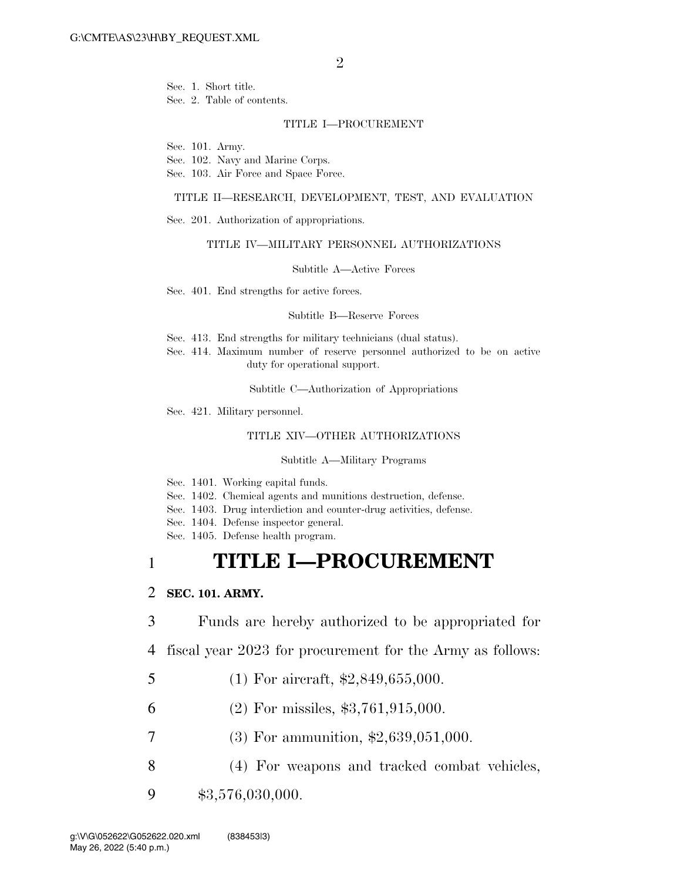Sec. 1. Short title.
Sec. 2. Table of contents.

TITLE I—PROCUREMENT

Sec. 101. Army.
Sec. 102. Navy and Marine Corps.
Sec. 103. Air Force and Space Force.

TITLE II—RESEARCH, DEVELOPMENT, TEST, AND EVALUATION

Sec. 201. Authorization of appropriations.

TITLE IV—MILITARY PERSONNEL AUTHORIZATIONS

Subtitle A—Active Forces

Sec. 401. End strengths for active forces.

Subtitle B—Reserve Forces

Sec. 413. End strengths for military technicians (dual status).
Sec. 414. Maximum number of reserve personnel authorized to be on active duty for operational support.

Subtitle C—Authorization of Appropriations

Sec. 421. Military personnel.

TITLE XIV—OTHER AUTHORIZATIONS

Subtitle A—Military Programs

Sec. 1401. Working capital funds.
Sec. 1402. Chemical agents and munitions destruction, defense.
Sec. 1403. Drug interdiction and counter-drug activities, defense.
Sec. 1404. Defense inspector general.
Sec. 1405. Defense health program.

# TITLE I—PROCUREMENT

**SEC. 101. ARMY.**

Funds are hereby authorized to be appropriated for fiscal year 2023 for procurement for the Army as follows:

(1) For aircraft, $2,849,655,000.

(2) For missiles, $3,761,915,000.

(3) For ammunition, $2,639,051,000.

(4) For weapons and tracked combat vehicles, $3,576,030,000.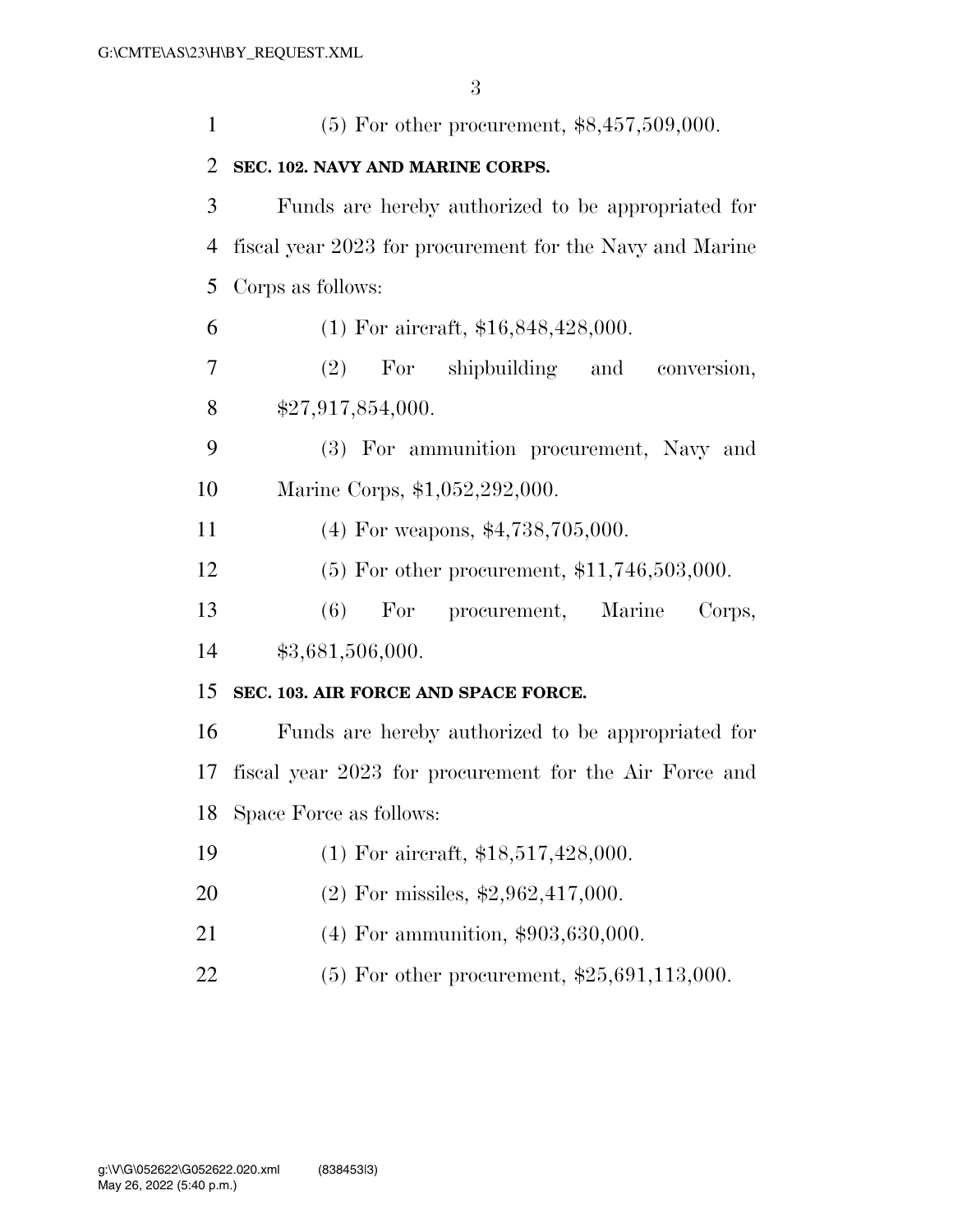(5) For other procurement, $8,457,509,000.

**SEC. 102. NAVY AND MARINE CORPS.**

Funds are hereby authorized to be appropriated for fiscal year 2023 for procurement for the Navy and Marine Corps as follows:

(1) For aircraft, $16,848,428,000.

(2) For shipbuilding and conversion, $27,917,854,000.

(3) For ammunition procurement, Navy and Marine Corps, $1,052,292,000.

(4) For weapons, $4,738,705,000.

(5) For other procurement, $11,746,503,000.

(6) For procurement, Marine Corps, $3,681,506,000.

**SEC. 103. AIR FORCE AND SPACE FORCE.**

Funds are hereby authorized to be appropriated for fiscal year 2023 for procurement for the Air Force and Space Force as follows:

(1) For aircraft, $18,517,428,000.

(2) For missiles, $2,962,417,000.

(4) For ammunition, $903,630,000.

(5) For other procurement, $25,691,113,000.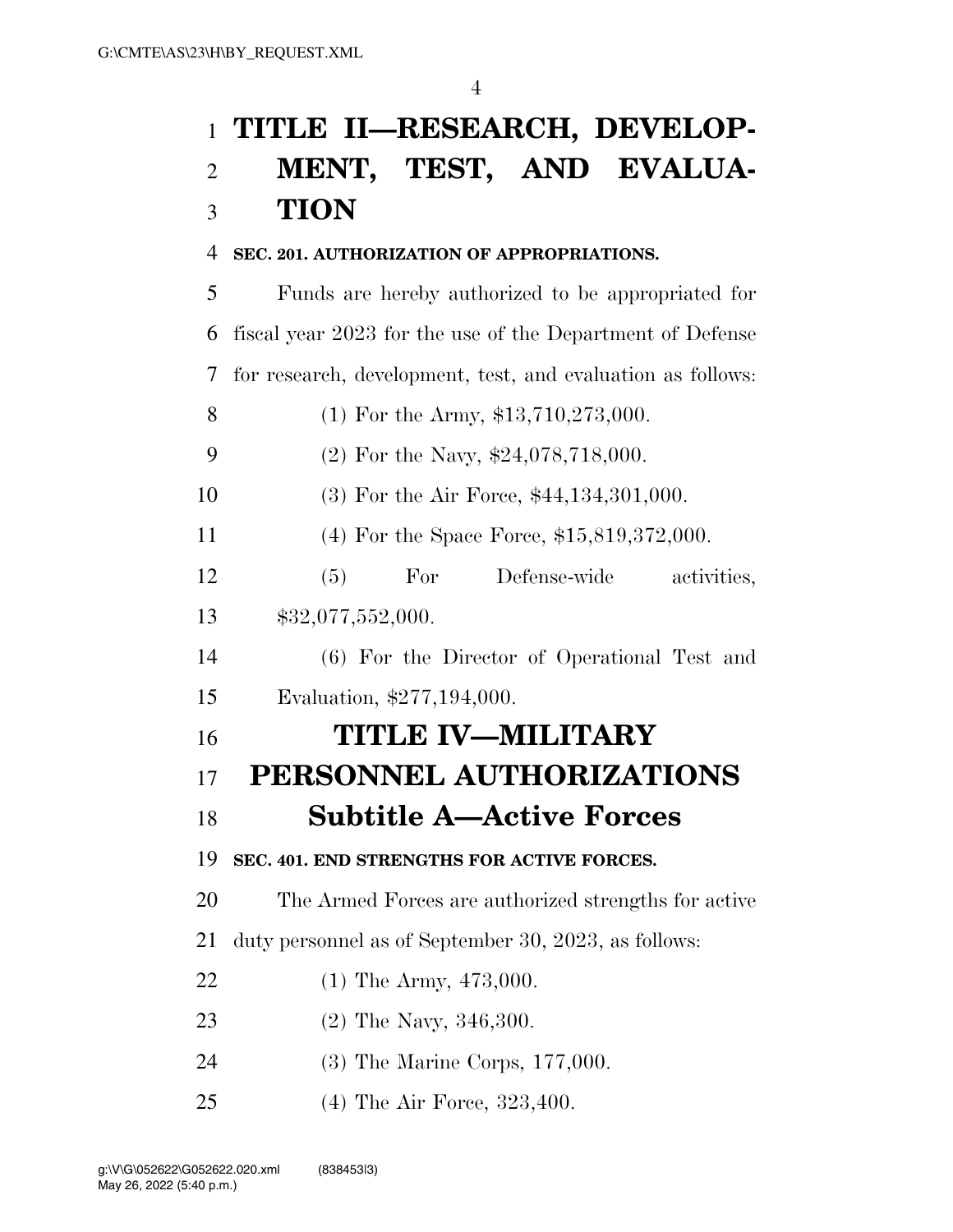# TITLE II—RESEARCH, DEVELOPMENT, TEST, AND EVALUATION

**SEC. 201. AUTHORIZATION OF APPROPRIATIONS.**

Funds are hereby authorized to be appropriated for fiscal year 2023 for the use of the Department of Defense for research, development, test, and evaluation as follows:

(1) For the Army, $13,710,273,000.

(2) For the Navy, $24,078,718,000.

(3) For the Air Force, $44,134,301,000.

(4) For the Space Force, $15,819,372,000.

(5) For Defense-wide activities, $32,077,552,000.

(6) For the Director of Operational Test and Evaluation, $277,194,000.

# TITLE IV—MILITARY PERSONNEL AUTHORIZATIONS

## Subtitle A—Active Forces

**SEC. 401. END STRENGTHS FOR ACTIVE FORCES.**

The Armed Forces are authorized strengths for active duty personnel as of September 30, 2023, as follows:

(1) The Army, 473,000.

(2) The Navy, 346,300.

(3) The Marine Corps, 177,000.

(4) The Air Force, 323,400.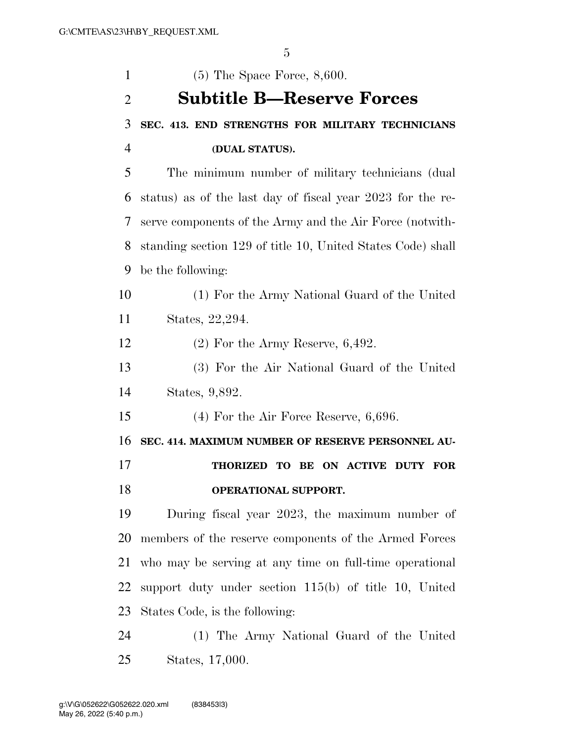(5) The Space Force, 8,600.

## Subtitle B—Reserve Forces

**SEC. 413. END STRENGTHS FOR MILITARY TECHNICIANS (DUAL STATUS).**

The minimum number of military technicians (dual status) as of the last day of fiscal year 2023 for the reserve components of the Army and the Air Force (notwithstanding section 129 of title 10, United States Code) shall be the following:

(1) For the Army National Guard of the United States, 22,294.

(2) For the Army Reserve, 6,492.

(3) For the Air National Guard of the United States, 9,892.

(4) For the Air Force Reserve, 6,696.

**SEC. 414. MAXIMUM NUMBER OF RESERVE PERSONNEL AUTHORIZED TO BE ON ACTIVE DUTY FOR OPERATIONAL SUPPORT.**

During fiscal year 2023, the maximum number of members of the reserve components of the Armed Forces who may be serving at any time on full-time operational support duty under section 115(b) of title 10, United States Code, is the following:

(1) The Army National Guard of the United States, 17,000.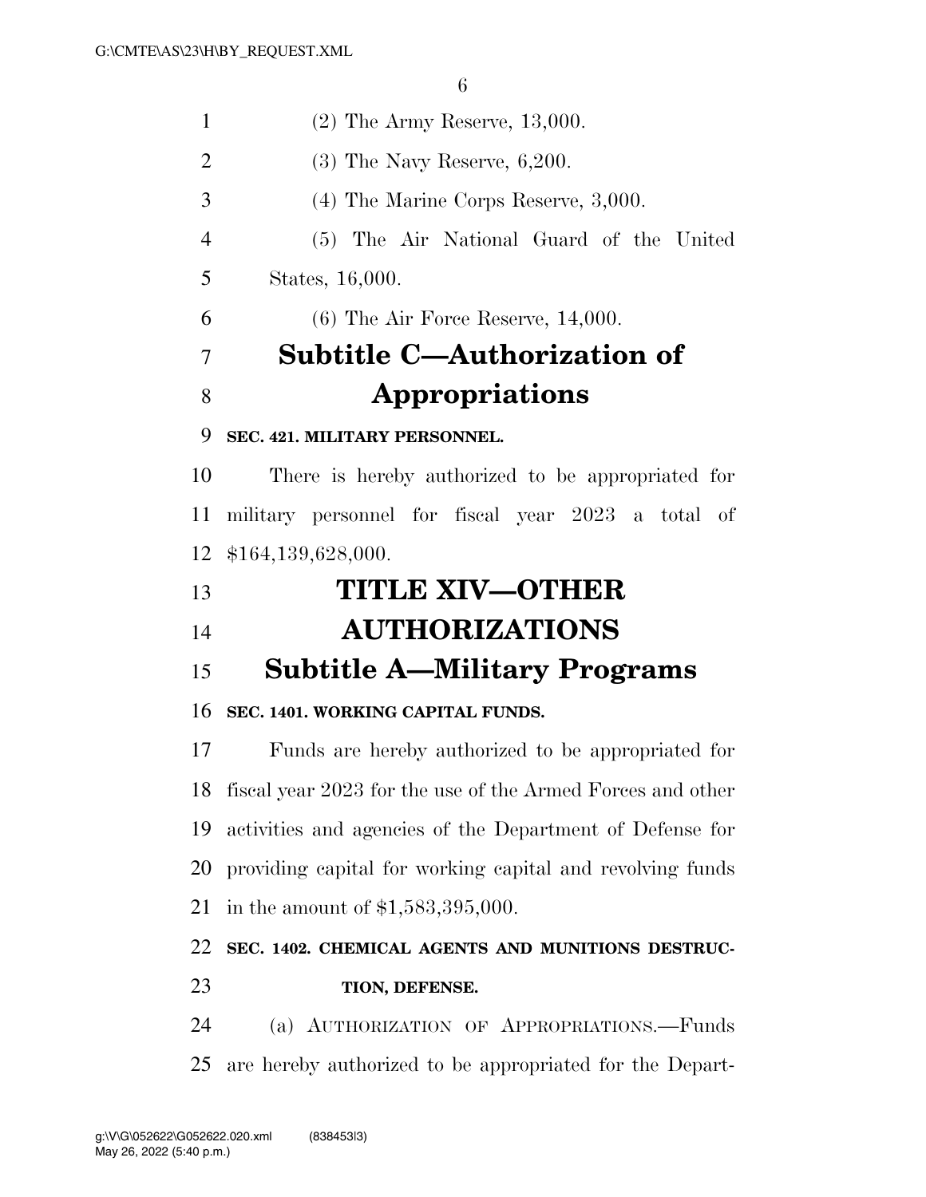(2) The Army Reserve, 13,000.

(3) The Navy Reserve, 6,200.

(4) The Marine Corps Reserve, 3,000.

(5) The Air National Guard of the United States, 16,000.

(6) The Air Force Reserve, 14,000.

## Subtitle C—Authorization of Appropriations

**SEC. 421. MILITARY PERSONNEL.**

There is hereby authorized to be appropriated for military personnel for fiscal year 2023 a total of $164,139,628,000.

# TITLE XIV—OTHER AUTHORIZATIONS

## Subtitle A—Military Programs

**SEC. 1401. WORKING CAPITAL FUNDS.**

Funds are hereby authorized to be appropriated for fiscal year 2023 for the use of the Armed Forces and other activities and agencies of the Department of Defense for providing capital for working capital and revolving funds in the amount of $1,583,395,000.

**SEC. 1402. CHEMICAL AGENTS AND MUNITIONS DESTRUCTION, DEFENSE.**

(a) AUTHORIZATION OF APPROPRIATIONS.—Funds are hereby authorized to be appropriated for the Depart-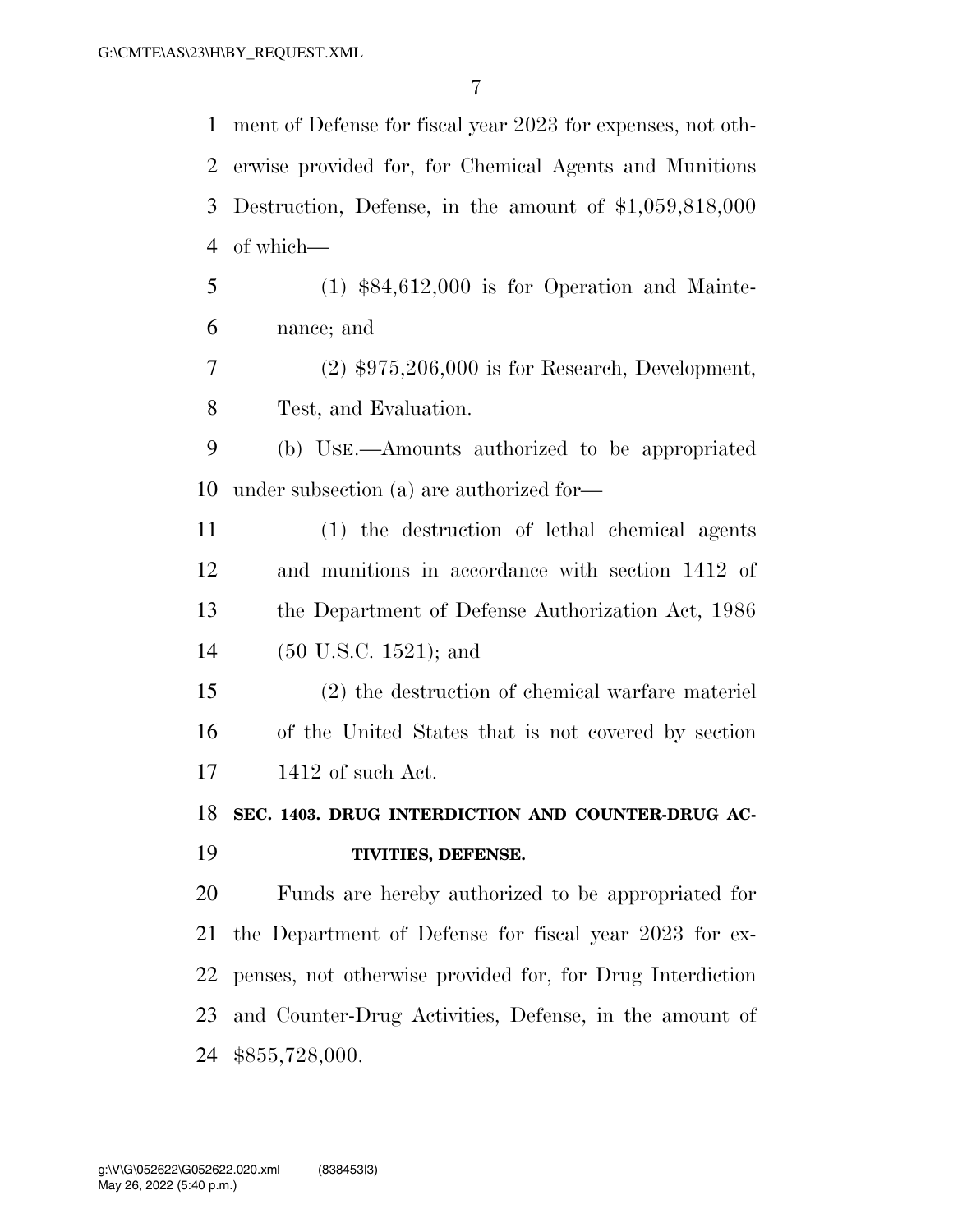ment of Defense for fiscal year 2023 for expenses, not otherwise provided for, for Chemical Agents and Munitions Destruction, Defense, in the amount of $1,059,818,000 of which—

(1) $84,612,000 is for Operation and Maintenance; and

(2) $975,206,000 is for Research, Development, Test, and Evaluation.

(b) USE.—Amounts authorized to be appropriated under subsection (a) are authorized for—

(1) the destruction of lethal chemical agents and munitions in accordance with section 1412 of the Department of Defense Authorization Act, 1986 (50 U.S.C. 1521); and

(2) the destruction of chemical warfare materiel of the United States that is not covered by section 1412 of such Act.

**SEC. 1403. DRUG INTERDICTION AND COUNTER-DRUG ACTIVITIES, DEFENSE.**

Funds are hereby authorized to be appropriated for the Department of Defense for fiscal year 2023 for expenses, not otherwise provided for, for Drug Interdiction and Counter-Drug Activities, Defense, in the amount of $855,728,000.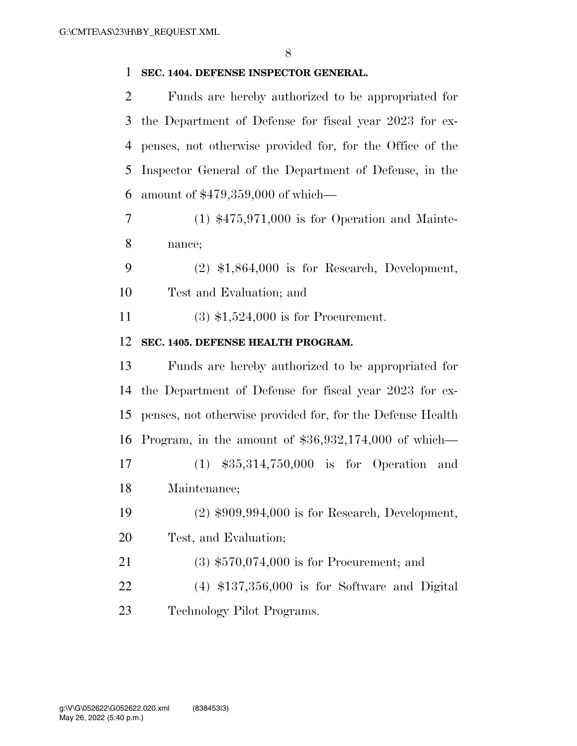**SEC. 1404. DEFENSE INSPECTOR GENERAL.**

Funds are hereby authorized to be appropriated for the Department of Defense for fiscal year 2023 for expenses, not otherwise provided for, for the Office of the Inspector General of the Department of Defense, in the amount of $479,359,000 of which—

(1) $475,971,000 is for Operation and Maintenance;

(2) $1,864,000 is for Research, Development, Test and Evaluation; and

(3) $1,524,000 is for Procurement.

**SEC. 1405. DEFENSE HEALTH PROGRAM.**

Funds are hereby authorized to be appropriated for the Department of Defense for fiscal year 2023 for expenses, not otherwise provided for, for the Defense Health Program, in the amount of $36,932,174,000 of which—

(1) $35,314,750,000 is for Operation and Maintenance;

(2) $909,994,000 is for Research, Development, Test, and Evaluation;

(3) $570,074,000 is for Procurement; and

(4) $137,356,000 is for Software and Digital Technology Pilot Programs.